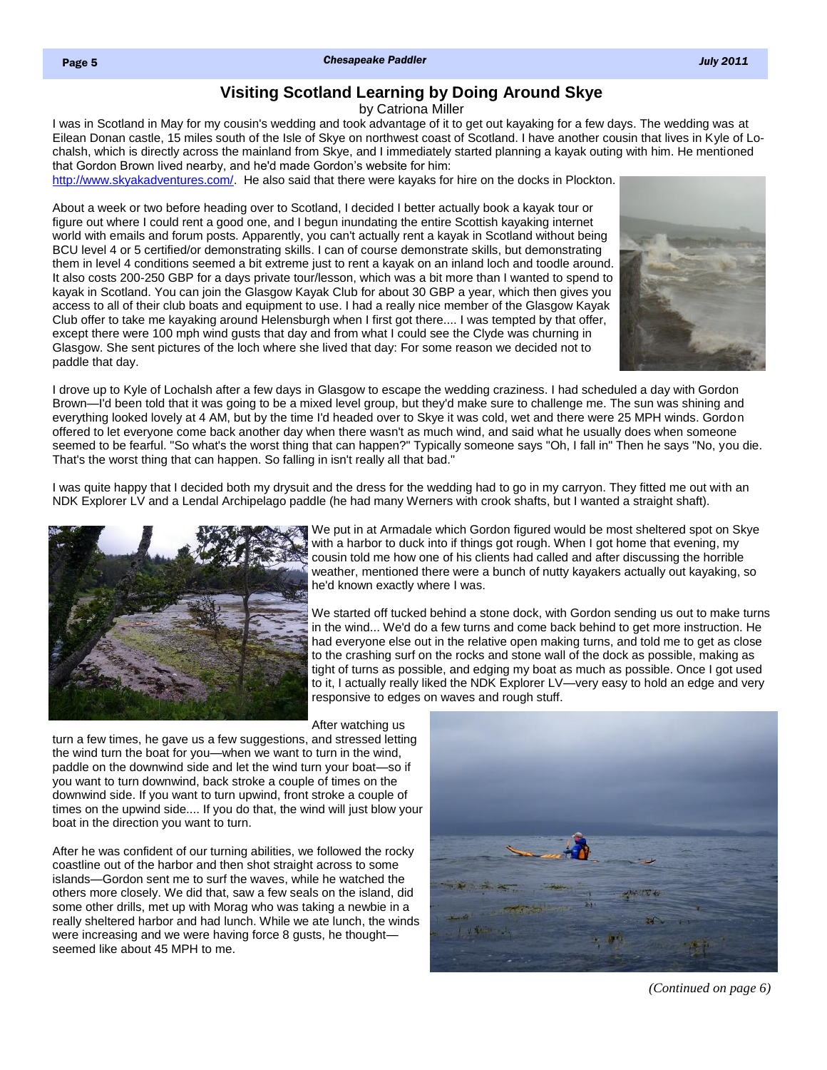# Visiting Scotland Learning by Doing Around Skye

by Catriona Miller

I was in Scotland in May for my cousin's wedding and took advantage of it to get out kayaking for a few days. The wedding was at Eilean Donan castle, 15 miles south of the Isle of Skye on northwest coast of Scotland. I have another cousin that lives in Kyle of Lochalsh, which is directly across the mainland from Skye, and I immediately started planning a kayak outing with him. He mentioned that Gordon Brown lived nearby, and he'd made Gordon's website for him: http://www.skyakadventures.com/. He also said that there were kayaks for hire on the docks in Plockton.

About a week or two before heading over to Scotland, I decided I better actually book a kayak tour or figure out where I could rent a good one, and I begun inundating the entire Scottish kayaking internet world with emails and forum posts. Apparently, you can't actually rent a kayak in Scotland without being BCU level 4 or 5 certified/or demonstrating skills. I can of course demonstrate skills, but demonstrating them in level 4 conditions seemed a bit extreme just to rent a kayak on an inland loch and toodle around. It also costs 200-250 GBP for a days private tour/lesson, which was a bit more than I wanted to spend to kayak in Scotland. You can join the Glasgow Kayak Club for about 30 GBP a year, which then gives you access to all of their club boats and equipment to use. I had a really nice member of the Glasgow Kayak Club offer to take me kayaking around Helensburgh when I first got there.... I was tempted by that offer, except there were 100 mph wind gusts that day and from what I could see the Clyde was churning in Glasgow. She sent pictures of the loch where she lived that day: For some reason we decided not to paddle that day.

I drove up to Kyle of Lochalsh after a few days in Glasgow to escape the wedding craziness. I had scheduled a day with Gordon Brown—I'd been told that it was going to be a mixed level group, but they'd make sure to challenge me. The sun was shining and everything looked lovely at 4 AM, but by the time I'd headed over to Skye it was cold, wet and there were 25 MPH winds. Gordon offered to let everyone come back another day when there wasn't as much wind, and said what he usually does when someone seemed to be fearful. "So what's the worst thing that can happen?" Typically someone says "Oh, I fall in" Then he says "No, you die. That's the worst thing that can happen. So falling in isn't really all that bad."

I was quite happy that I decided both my drysuit and the dress for the wedding had to go in my carryon. They fitted me out with an NDK Explorer LV and a Lendal Archipelago paddle (he had many Werners with crook shafts, but I wanted a straight shaft).

We put in at Armadale which Gordon figured would be most sheltered spot on Skye with a harbor to duck into if things got rough. When I got home that evening, my cousin told me how one of his clients had called and after discussing the horrible weather, mentioned there were a bunch of nutty kayakers actually out kayaking, so he'd known exactly where I was.

We started off tucked behind a stone dock, with Gordon sending us out to make turns in the wind... We'd do a few turns and come back behind to get more instruction. He had everyone else out in the relative open making turns, and told me to get as close to the crashing surf on the rocks and stone wall of the dock as possible, making as tight of turns as possible, and edging my boat as much as possible. Once I got used to it, I actually really liked the NDK Explorer LV—very easy to hold an edge and very responsive to edges on waves and rough stuff.

After watching us turn a few times, he gave us a few suggestions, and stressed letting the wind turn the boat for you—when we want to turn in the wind, paddle on the downwind side and let the wind turn your boat—so if you want to turn downwind, back stroke a couple of times on the downwind side. If you want to turn upwind, front stroke a couple of times on the upwind side.... If you do that, the wind will just blow your boat in the direction you want to turn.

After he was confident of our turning abilities, we followed the rocky coastline out of the harbor and then shot straight across to some islands—Gordon sent me to surf the waves, while he watched the others more closely. We did that, saw a few seals on the island, did some other drills, met up with Morag who was taking a newbie in a really sheltered harbor and had lunch. While we ate lunch, the winds were increasing and we were having force 8 gusts, he thought—seemed like about 45 MPH to me.

*(Continued on page 6)*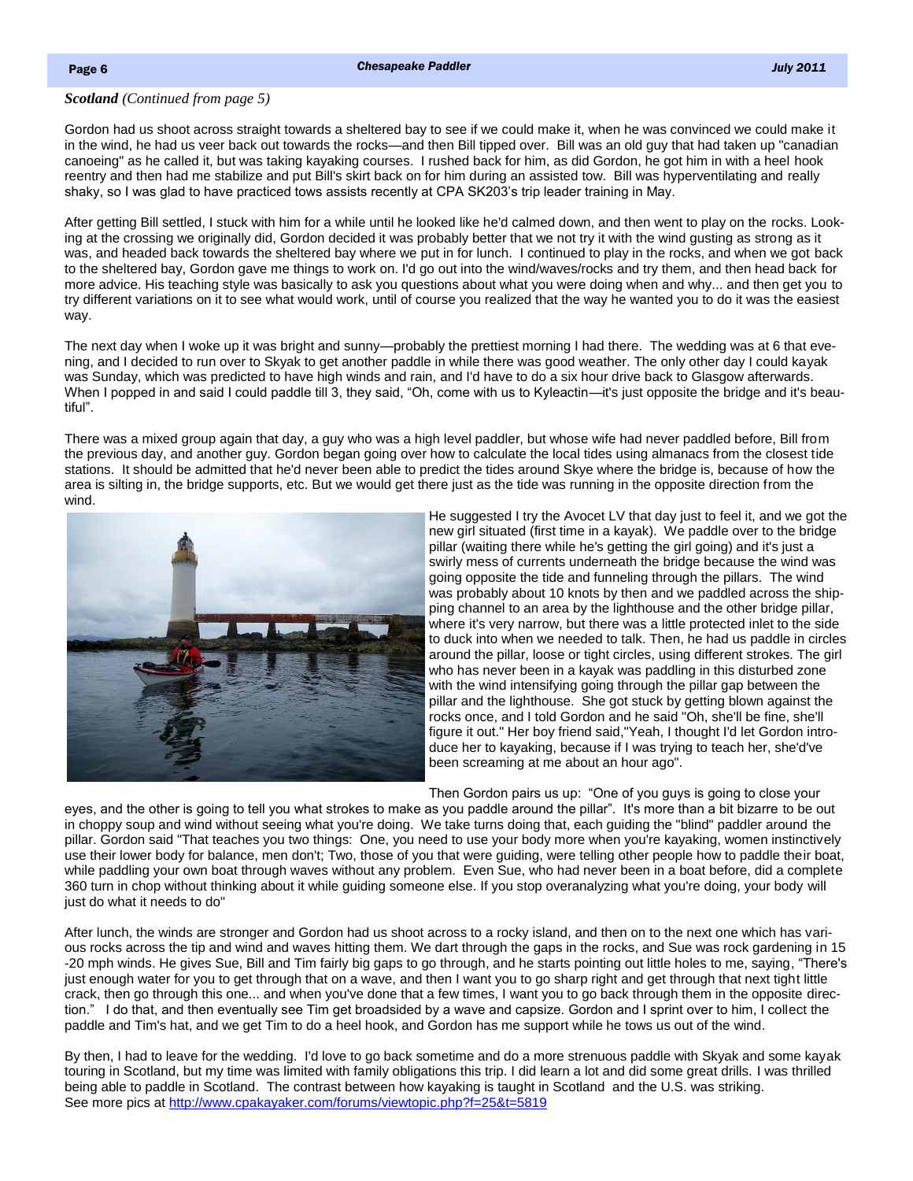*Scotland (Continued from page 5)*

Gordon had us shoot across straight towards a sheltered bay to see if we could make it, when he was convinced we could make it in the wind, he had us veer back out towards the rocks—and then Bill tipped over. Bill was an old guy that had taken up "canadian canoeing" as he called it, but was taking kayaking courses. I rushed back for him, as did Gordon, he got him in with a heel hook reentry and then had me stabilize and put Bill's skirt back on for him during an assisted tow. Bill was hyperventilating and really shaky, so I was glad to have practiced tows assists recently at CPA SK203's trip leader training in May.

After getting Bill settled, I stuck with him for a while until he looked like he'd calmed down, and then went to play on the rocks. Looking at the crossing we originally did, Gordon decided it was probably better that we not try it with the wind gusting as strong as it was, and headed back towards the sheltered bay where we put in for lunch. I continued to play in the rocks, and when we got back to the sheltered bay, Gordon gave me things to work on. I'd go out into the wind/waves/rocks and try them, and then head back for more advice. His teaching style was basically to ask you questions about what you were doing when and why... and then get you to try different variations on it to see what would work, until of course you realized that the way he wanted you to do it was the easiest way.

The next day when I woke up it was bright and sunny—probably the prettiest morning I had there. The wedding was at 6 that evening, and I decided to run over to Skyak to get another paddle in while there was good weather. The only other day I could kayak was Sunday, which was predicted to have high winds and rain, and I'd have to do a six hour drive back to Glasgow afterwards. When I popped in and said I could paddle till 3, they said, "Oh, come with us to Kyleactin—it's just opposite the bridge and it's beautiful".

There was a mixed group again that day, a guy who was a high level paddler, but whose wife had never paddled before, Bill from the previous day, and another guy. Gordon began going over how to calculate the local tides using almanacs from the closest tide stations. It should be admitted that he'd never been able to predict the tides around Skye where the bridge is, because of how the area is silting in, the bridge supports, etc. But we would get there just as the tide was running in the opposite direction from the wind.

He suggested I try the Avocet LV that day just to feel it, and we got the new girl situated (first time in a kayak). We paddle over to the bridge pillar (waiting there while he's getting the girl going) and it's just a swirly mess of currents underneath the bridge because the wind was going opposite the tide and funneling through the pillars. The wind was probably about 10 knots by then and we paddled across the shipping channel to an area by the lighthouse and the other bridge pillar, where it's very narrow, but there was a little protected inlet to the side to duck into when we needed to talk. Then, he had us paddle in circles around the pillar, loose or tight circles, using different strokes. The girl who has never been in a kayak was paddling in this disturbed zone with the wind intensifying going through the pillar gap between the pillar and the lighthouse. She got stuck by getting blown against the rocks once, and I told Gordon and he said "Oh, she'll be fine, she'll figure it out." Her boy friend said,"Yeah, I thought I'd let Gordon introduce her to kayaking, because if I was trying to teach her, she'd've been screaming at me about an hour ago".

Then Gordon pairs us up: "One of you guys is going to close your eyes, and the other is going to tell you what strokes to make as you paddle around the pillar". It's more than a bit bizarre to be out in choppy soup and wind without seeing what you're doing. We take turns doing that, each guiding the "blind" paddler around the pillar. Gordon said "That teaches you two things: One, you need to use your body more when you're kayaking, women instinctively use their lower body for balance, men don't; Two, those of you that were guiding, were telling other people how to paddle their boat, while paddling your own boat through waves without any problem. Even Sue, who had never been in a boat before, did a complete 360 turn in chop without thinking about it while guiding someone else. If you stop overanalyzing what you're doing, your body will just do what it needs to do"

After lunch, the winds are stronger and Gordon had us shoot across to a rocky island, and then on to the next one which has various rocks across the tip and wind and waves hitting them. We dart through the gaps in the rocks, and Sue was rock gardening in 15-20 mph winds. He gives Sue, Bill and Tim fairly big gaps to go through, and he starts pointing out little holes to me, saying, "There's just enough water for you to get through that on a wave, and then I want you to go sharp right and get through that next tight little crack, then go through this one... and when you've done that a few times, I want you to go back through them in the opposite direction." I do that, and then eventually see Tim get broadsided by a wave and capsize. Gordon and I sprint over to him, I collect the paddle and Tim's hat, and we get Tim to do a heel hook, and Gordon has me support while he tows us out of the wind.

By then, I had to leave for the wedding. I'd love to go back sometime and do a more strenuous paddle with Skyak and some kayak touring in Scotland, but my time was limited with family obligations this trip. I did learn a lot and did some great drills. I was thrilled being able to paddle in Scotland. The contrast between how kayaking is taught in Scotland and the U.S. was striking.
See more pics at http://www.cpakayaker.com/forums/viewtopic.php?f=25&t=5819